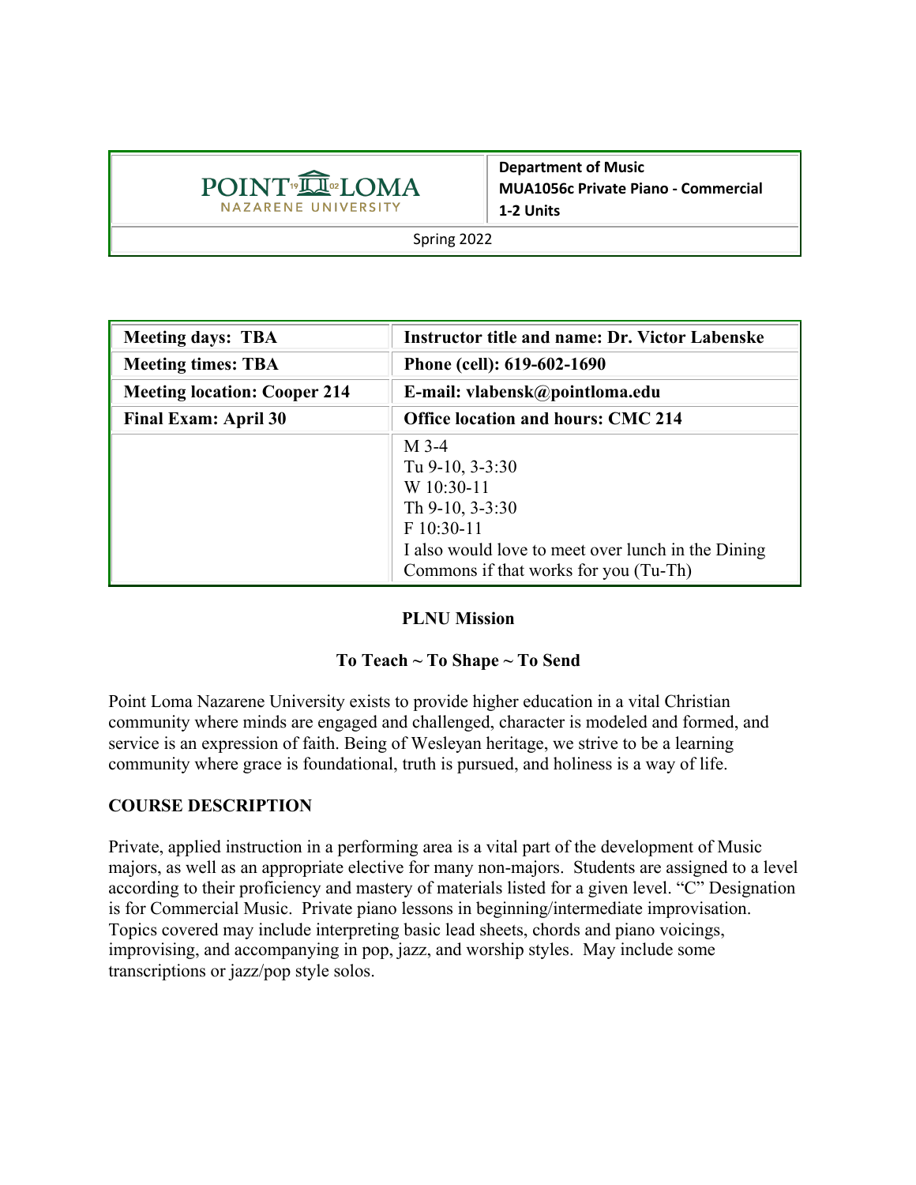| POINT LOMA NAZARENE UNIVERSITY | **Department of Music**<br>**MUA1056c Private Piano - Commercial**<br>**1-2 Units** |
|---|---|
| Spring 2022 | |

| **Meeting days: TBA** | **Instructor title and name: Dr. Victor Labenske** |
|---|---|
| **Meeting times: TBA** | **Phone (cell): 619-602-1690** |
| **Meeting location: Cooper 214** | **E-mail: vlabensk@pointloma.edu** |
| **Final Exam: April 30** | **Office location and hours: CMC 214** |
| | M 3-4<br>Tu 9-10, 3-3:30<br>W 10:30-11<br>Th 9-10, 3-3:30<br>F 10:30-11<br>I also would love to meet over lunch in the Dining Commons if that works for you (Tu-Th) |

## PLNU Mission

**To Teach ~ To Shape ~ To Send**

Point Loma Nazarene University exists to provide higher education in a vital Christian community where minds are engaged and challenged, character is modeled and formed, and service is an expression of faith. Being of Wesleyan heritage, we strive to be a learning community where grace is foundational, truth is pursued, and holiness is a way of life.

## COURSE DESCRIPTION

Private, applied instruction in a performing area is a vital part of the development of Music majors, as well as an appropriate elective for many non-majors. Students are assigned to a level according to their proficiency and mastery of materials listed for a given level. "C" Designation is for Commercial Music. Private piano lessons in beginning/intermediate improvisation. Topics covered may include interpreting basic lead sheets, chords and piano voicings, improvising, and accompanying in pop, jazz, and worship styles. May include some transcriptions or jazz/pop style solos.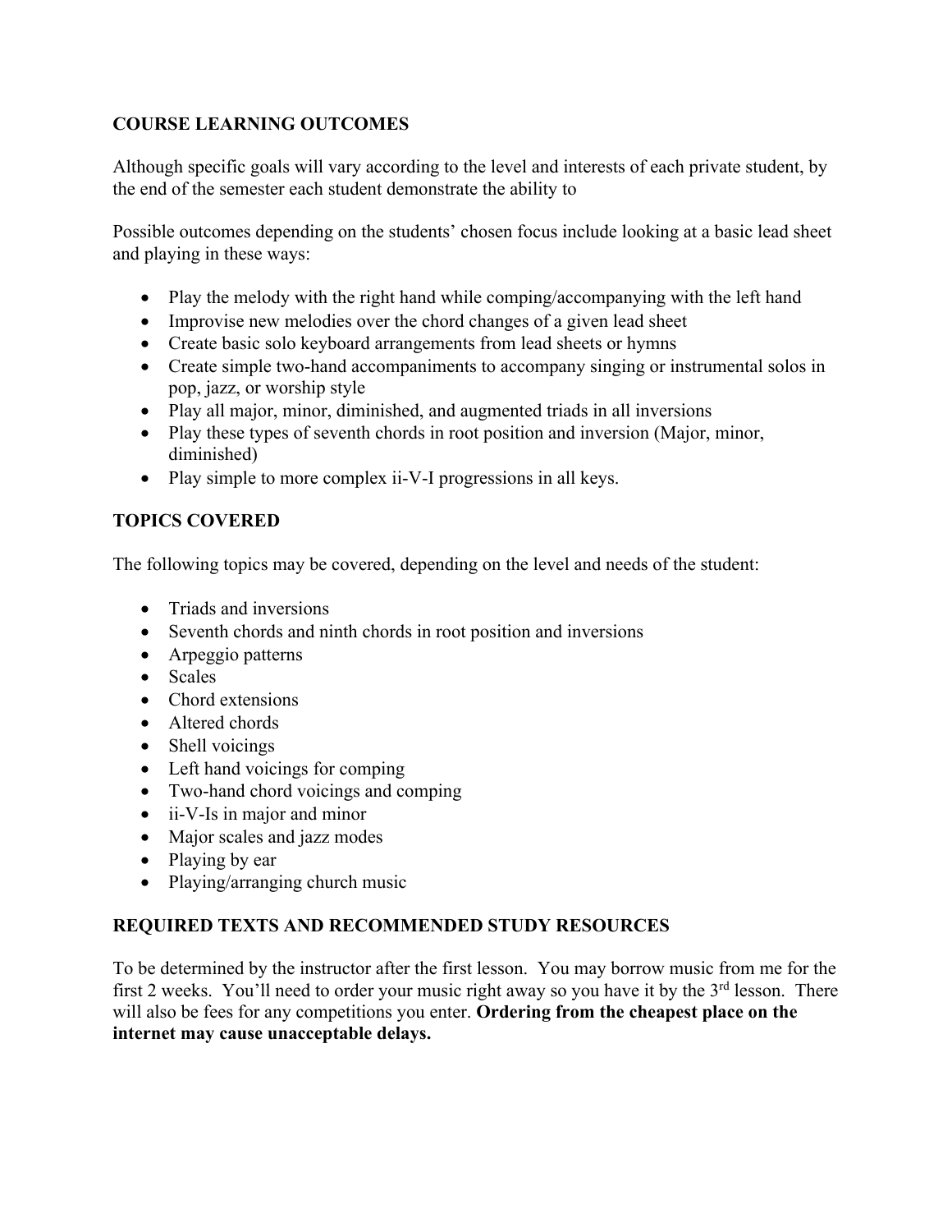**COURSE LEARNING OUTCOMES**

Although specific goals will vary according to the level and interests of each private student, by the end of the semester each student demonstrate the ability to

Possible outcomes depending on the students' chosen focus include looking at a basic lead sheet and playing in these ways:

- Play the melody with the right hand while comping/accompanying with the left hand
- Improvise new melodies over the chord changes of a given lead sheet
- Create basic solo keyboard arrangements from lead sheets or hymns
- Create simple two-hand accompaniments to accompany singing or instrumental solos in pop, jazz, or worship style
- Play all major, minor, diminished, and augmented triads in all inversions
- Play these types of seventh chords in root position and inversion (Major, minor, diminished)
- Play simple to more complex ii-V-I progressions in all keys.

**TOPICS COVERED**

The following topics may be covered, depending on the level and needs of the student:

- Triads and inversions
- Seventh chords and ninth chords in root position and inversions
- Arpeggio patterns
- Scales
- Chord extensions
- Altered chords
- Shell voicings
- Left hand voicings for comping
- Two-hand chord voicings and comping
- ii-V-Is in major and minor
- Major scales and jazz modes
- Playing by ear
- Playing/arranging church music

**REQUIRED TEXTS AND RECOMMENDED STUDY RESOURCES**

To be determined by the instructor after the first lesson. You may borrow music from me for the first 2 weeks. You'll need to order your music right away so you have it by the 3rd lesson. There will also be fees for any competitions you enter. **Ordering from the cheapest place on the internet may cause unacceptable delays.**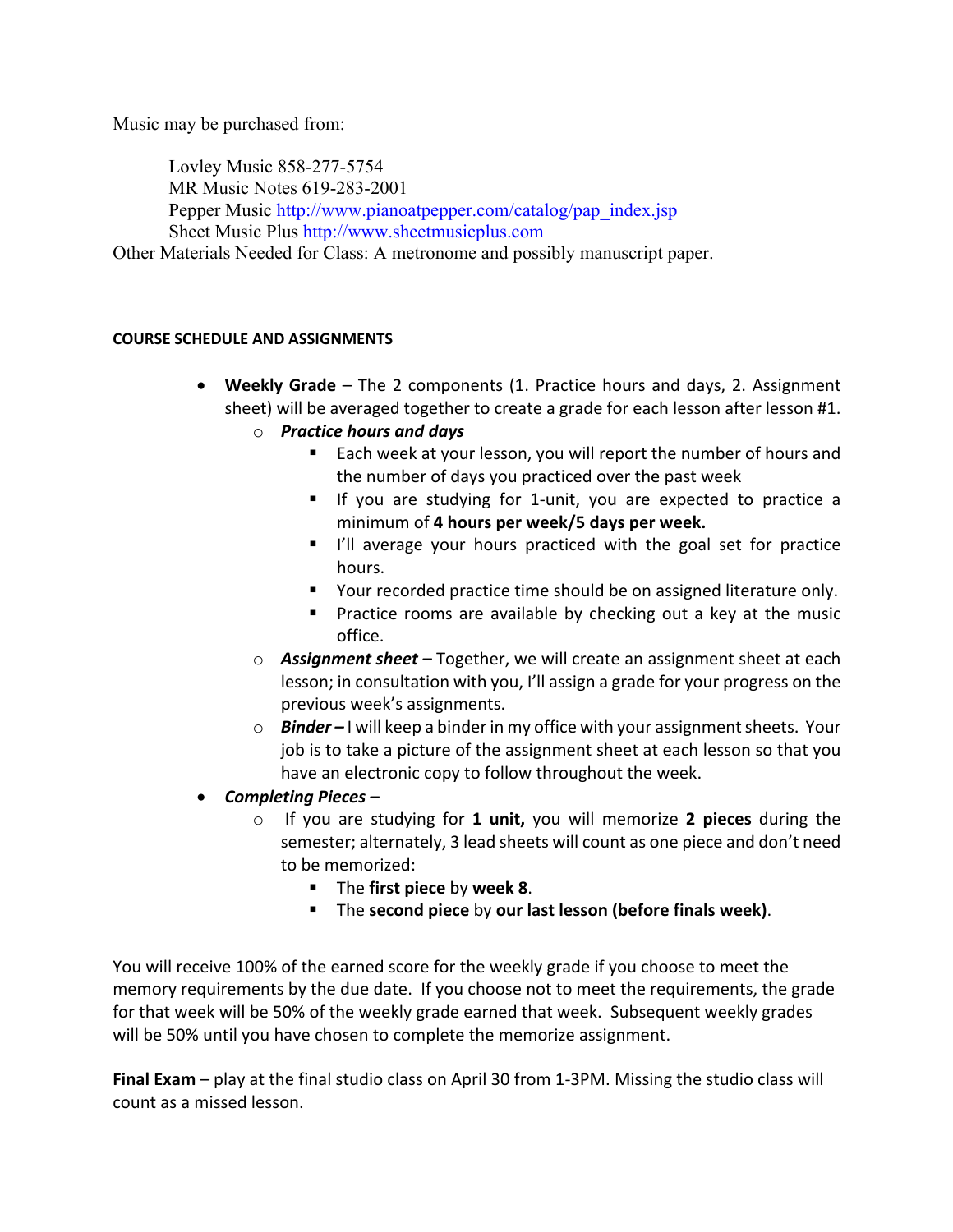Music may be purchased from:

Lovley Music 858-277-5754
MR Music Notes 619-283-2001
Pepper Music http://www.pianoatpepper.com/catalog/pap_index.jsp
Sheet Music Plus http://www.sheetmusicplus.com

Other Materials Needed for Class: A metronome and possibly manuscript paper.

**COURSE SCHEDULE AND ASSIGNMENTS**

- **Weekly Grade** – The 2 components (1. Practice hours and days, 2. Assignment sheet) will be averaged together to create a grade for each lesson after lesson #1.
    - ***Practice hours and days***
        - Each week at your lesson, you will report the number of hours and the number of days you practiced over the past week
        - If you are studying for 1-unit, you are expected to practice a minimum of **4 hours per week/5 days per week.**
        - I'll average your hours practiced with the goal set for practice hours.
        - Your recorded practice time should be on assigned literature only.
        - Practice rooms are available by checking out a key at the music office.
    - ***Assignment sheet –*** Together, we will create an assignment sheet at each lesson; in consultation with you, I'll assign a grade for your progress on the previous week's assignments.
    - ***Binder –*** I will keep a binder in my office with your assignment sheets. Your job is to take a picture of the assignment sheet at each lesson so that you have an electronic copy to follow throughout the week.
- ***Completing Pieces –***
    - If you are studying for **1 unit,** you will memorize **2 pieces** during the semester; alternately, 3 lead sheets will count as one piece and don't need to be memorized:
        - The **first piece** by **week 8**.
        - The **second piece** by **our last lesson (before finals week)**.

You will receive 100% of the earned score for the weekly grade if you choose to meet the memory requirements by the due date. If you choose not to meet the requirements, the grade for that week will be 50% of the weekly grade earned that week. Subsequent weekly grades will be 50% until you have chosen to complete the memorize assignment.

**Final Exam** – play at the final studio class on April 30 from 1-3PM. Missing the studio class will count as a missed lesson.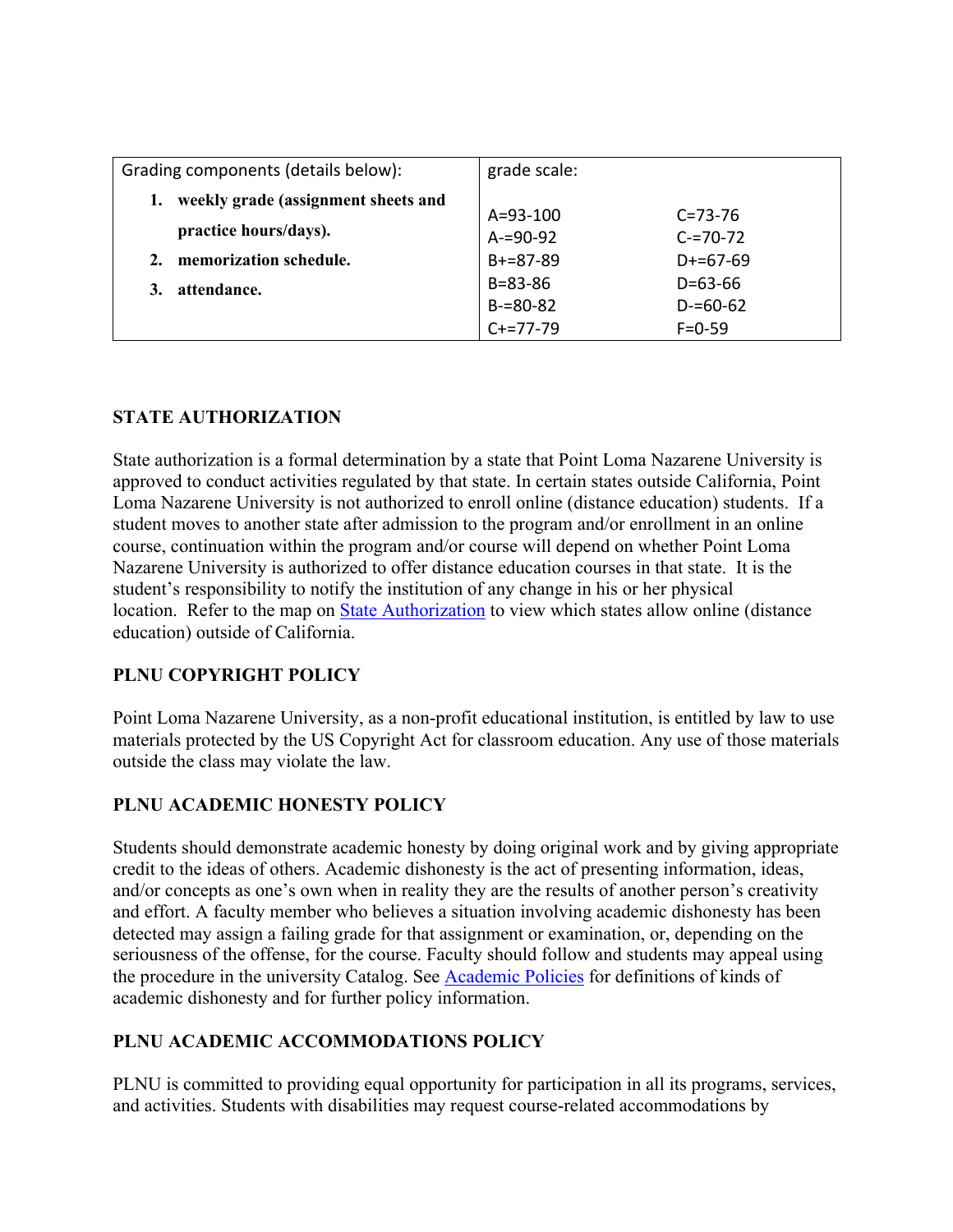| Grading components (details below): | grade scale: | |
|---|---|---|
| 1. **weekly grade (assignment sheets and practice hours/days).** | A=93-100 | C=73-76 |
| 2. **memorization schedule.** | A-=90-92 | C-=70-72 |
| 3. **attendance.** | B+=87-89 | D+=67-69 |
| | B=83-86 | D=63-66 |
| | B-=80-82 | D-=60-62 |
| | C+=77-79 | F=0-59 |

## STATE AUTHORIZATION

State authorization is a formal determination by a state that Point Loma Nazarene University is approved to conduct activities regulated by that state. In certain states outside California, Point Loma Nazarene University is not authorized to enroll online (distance education) students. If a student moves to another state after admission to the program and/or enrollment in an online course, continuation within the program and/or course will depend on whether Point Loma Nazarene University is authorized to offer distance education courses in that state. It is the student's responsibility to notify the institution of any change in his or her physical location. Refer to the map on State Authorization to view which states allow online (distance education) outside of California.

## PLNU COPYRIGHT POLICY

Point Loma Nazarene University, as a non-profit educational institution, is entitled by law to use materials protected by the US Copyright Act for classroom education. Any use of those materials outside the class may violate the law.

## PLNU ACADEMIC HONESTY POLICY

Students should demonstrate academic honesty by doing original work and by giving appropriate credit to the ideas of others. Academic dishonesty is the act of presenting information, ideas, and/or concepts as one's own when in reality they are the results of another person's creativity and effort. A faculty member who believes a situation involving academic dishonesty has been detected may assign a failing grade for that assignment or examination, or, depending on the seriousness of the offense, for the course. Faculty should follow and students may appeal using the procedure in the university Catalog. See Academic Policies for definitions of kinds of academic dishonesty and for further policy information.

## PLNU ACADEMIC ACCOMMODATIONS POLICY

PLNU is committed to providing equal opportunity for participation in all its programs, services, and activities. Students with disabilities may request course-related accommodations by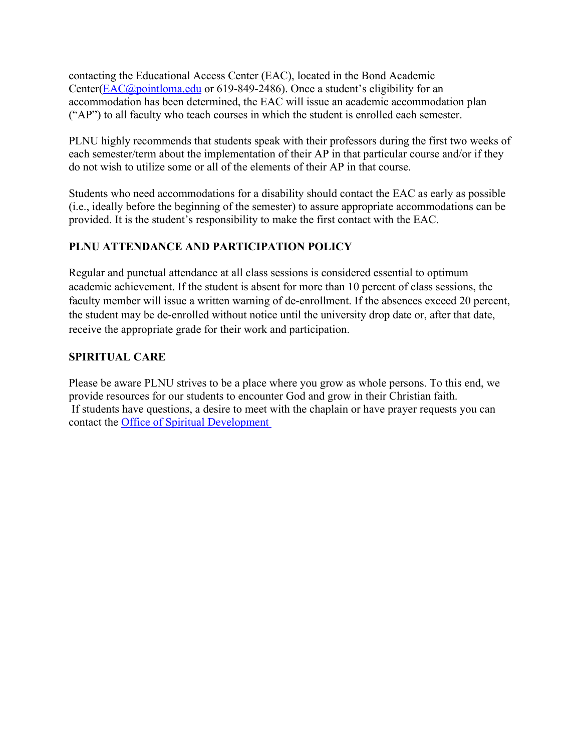contacting the Educational Access Center (EAC), located in the Bond Academic Center(EAC@pointloma.edu or 619-849-2486). Once a student's eligibility for an accommodation has been determined, the EAC will issue an academic accommodation plan ("AP") to all faculty who teach courses in which the student is enrolled each semester.

PLNU highly recommends that students speak with their professors during the first two weeks of each semester/term about the implementation of their AP in that particular course and/or if they do not wish to utilize some or all of the elements of their AP in that course.

Students who need accommodations for a disability should contact the EAC as early as possible (i.e., ideally before the beginning of the semester) to assure appropriate accommodations can be provided. It is the student's responsibility to make the first contact with the EAC.

**PLNU ATTENDANCE AND PARTICIPATION POLICY**

Regular and punctual attendance at all class sessions is considered essential to optimum academic achievement. If the student is absent for more than 10 percent of class sessions, the faculty member will issue a written warning of de-enrollment. If the absences exceed 20 percent, the student may be de-enrolled without notice until the university drop date or, after that date, receive the appropriate grade for their work and participation.

**SPIRITUAL CARE**

Please be aware PLNU strives to be a place where you grow as whole persons. To this end, we provide resources for our students to encounter God and grow in their Christian faith.
If students have questions, a desire to meet with the chaplain or have prayer requests you can contact the Office of Spiritual Development